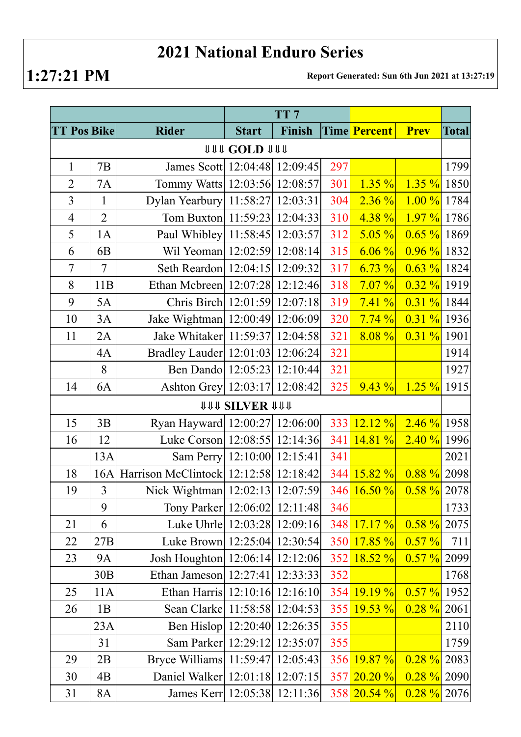# 2021 National Enduro Series

**1:27:21 PM**

**Report Generated: Sun 6th Jun 2021 at 13:27:19**

| | | | TT 7 | | | | | |
|---|---|---|---|---|---|---|---|---|
| TT Pos | Bike | Rider | Start | Finish | Time | Percent | Prev | Total |
| ⇓⇓⇓ GOLD ⇓⇓⇓ | | | | | | | | |
| 1 | 7B | James Scott | 12:04:48 | 12:09:45 | 297 | | | 1799 |
| 2 | 7A | Tommy Watts | 12:03:56 | 12:08:57 | 301 | 1.35 % | 1.35 % | 1850 |
| 3 | 1 | Dylan Yearbury | 11:58:27 | 12:03:31 | 304 | 2.36 % | 1.00 % | 1784 |
| 4 | 2 | Tom Buxton | 11:59:23 | 12:04:33 | 310 | 4.38 % | 1.97 % | 1786 |
| 5 | 1A | Paul Whibley | 11:58:45 | 12:03:57 | 312 | 5.05 % | 0.65 % | 1869 |
| 6 | 6B | Wil Yeoman | 12:02:59 | 12:08:14 | 315 | 6.06 % | 0.96 % | 1832 |
| 7 | 7 | Seth Reardon | 12:04:15 | 12:09:32 | 317 | 6.73 % | 0.63 % | 1824 |
| 8 | 11B | Ethan Mcbreen | 12:07:28 | 12:12:46 | 318 | 7.07 % | 0.32 % | 1919 |
| 9 | 5A | Chris Birch | 12:01:59 | 12:07:18 | 319 | 7.41 % | 0.31 % | 1844 |
| 10 | 3A | Jake Wightman | 12:00:49 | 12:06:09 | 320 | 7.74 % | 0.31 % | 1936 |
| 11 | 2A | Jake Whitaker | 11:59:37 | 12:04:58 | 321 | 8.08 % | 0.31 % | 1901 |
| | 4A | Bradley Lauder | 12:01:03 | 12:06:24 | 321 | | | 1914 |
| | 8 | Ben Dando | 12:05:23 | 12:10:44 | 321 | | | 1927 |
| 14 | 6A | Ashton Grey | 12:03:17 | 12:08:42 | 325 | 9.43 % | 1.25 % | 1915 |
| ⇓⇓⇓ SILVER ⇓⇓⇓ | | | | | | | | |
| 15 | 3B | Ryan Hayward | 12:00:27 | 12:06:00 | 333 | 12.12 % | 2.46 % | 1958 |
| 16 | 12 | Luke Corson | 12:08:55 | 12:14:36 | 341 | 14.81 % | 2.40 % | 1996 |
| | 13A | Sam Perry | 12:10:00 | 12:15:41 | 341 | | | 2021 |
| 18 | 16A | Harrison McClintock | 12:12:58 | 12:18:42 | 344 | 15.82 % | 0.88 % | 2098 |
| 19 | 3 | Nick Wightman | 12:02:13 | 12:07:59 | 346 | 16.50 % | 0.58 % | 2078 |
| | 9 | Tony Parker | 12:06:02 | 12:11:48 | 346 | | | 1733 |
| 21 | 6 | Luke Uhrle | 12:03:28 | 12:09:16 | 348 | 17.17 % | 0.58 % | 2075 |
| 22 | 27B | Luke Brown | 12:25:04 | 12:30:54 | 350 | 17.85 % | 0.57 % | 711 |
| 23 | 9A | Josh Houghton | 12:06:14 | 12:12:06 | 352 | 18.52 % | 0.57 % | 2099 |
| | 30B | Ethan Jameson | 12:27:41 | 12:33:33 | 352 | | | 1768 |
| 25 | 11A | Ethan Harris | 12:10:16 | 12:16:10 | 354 | 19.19 % | 0.57 % | 1952 |
| 26 | 1B | Sean Clarke | 11:58:58 | 12:04:53 | 355 | 19.53 % | 0.28 % | 2061 |
| | 23A | Ben Hislop | 12:20:40 | 12:26:35 | 355 | | | 2110 |
| | 31 | Sam Parker | 12:29:12 | 12:35:07 | 355 | | | 1759 |
| 29 | 2B | Bryce Williams | 11:59:47 | 12:05:43 | 356 | 19.87 % | 0.28 % | 2083 |
| 30 | 4B | Daniel Walker | 12:01:18 | 12:07:15 | 357 | 20.20 % | 0.28 % | 2090 |
| 31 | 8A | James Kerr | 12:05:38 | 12:11:36 | 358 | 20.54 % | 0.28 % | 2076 |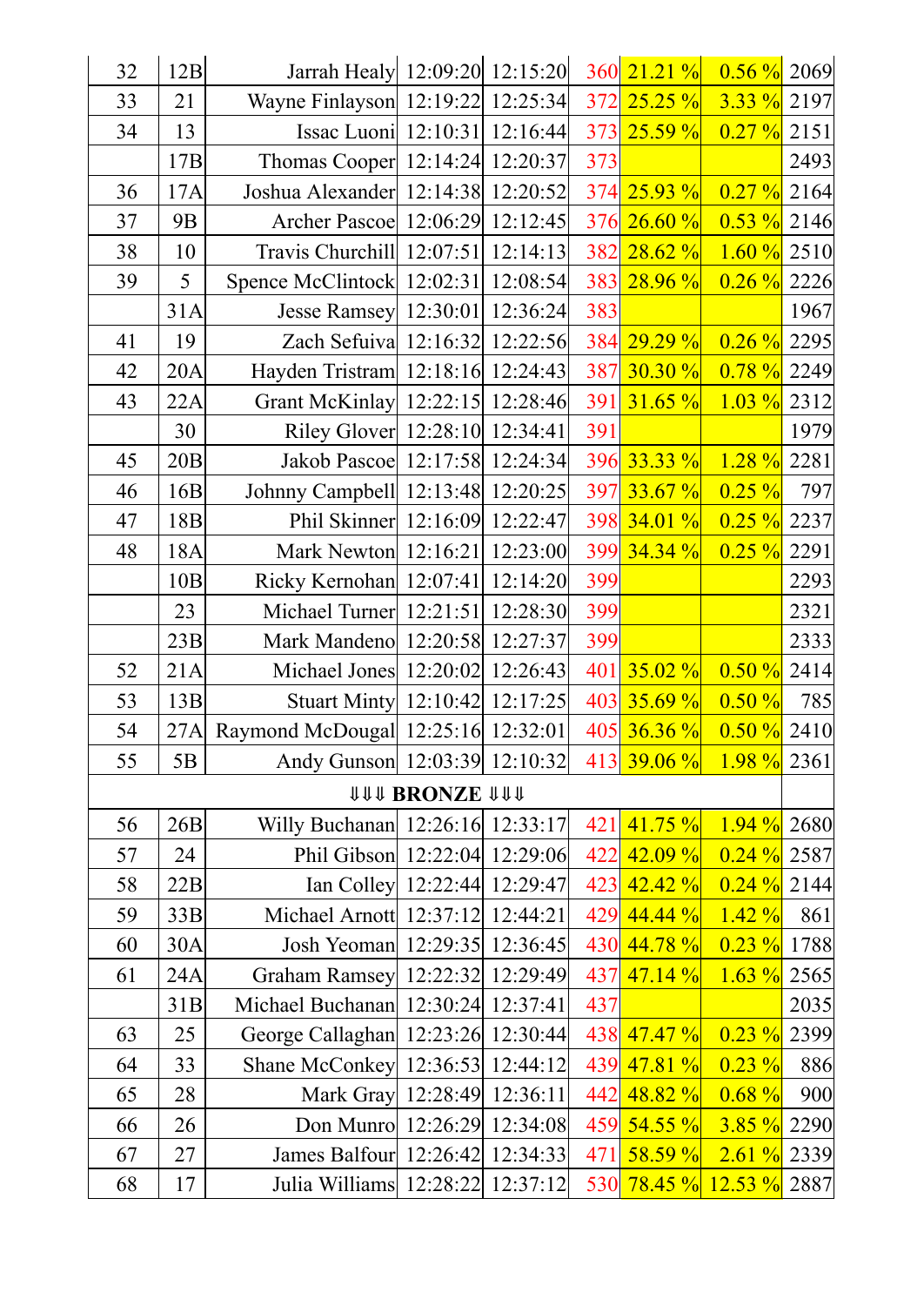| | | | | | | | | |
|---|---|---|---|---|---|---|---|---|
| 32 | 12B | Jarrah Healy | 12:09:20 | 12:15:20 | 360 | 21.21 % | 0.56 % | 2069 |
| 33 | 21 | Wayne Finlayson | 12:19:22 | 12:25:34 | 372 | 25.25 % | 3.33 % | 2197 |
| 34 | 13 | Issac Luoni | 12:10:31 | 12:16:44 | 373 | 25.59 % | 0.27 % | 2151 |
| | 17B | Thomas Cooper | 12:14:24 | 12:20:37 | 373 | | | 2493 |
| 36 | 17A | Joshua Alexander | 12:14:38 | 12:20:52 | 374 | 25.93 % | 0.27 % | 2164 |
| 37 | 9B | Archer Pascoe | 12:06:29 | 12:12:45 | 376 | 26.60 % | 0.53 % | 2146 |
| 38 | 10 | Travis Churchill | 12:07:51 | 12:14:13 | 382 | 28.62 % | 1.60 % | 2510 |
| 39 | 5 | Spence McClintock | 12:02:31 | 12:08:54 | 383 | 28.96 % | 0.26 % | 2226 |
| | 31A | Jesse Ramsey | 12:30:01 | 12:36:24 | 383 | | | 1967 |
| 41 | 19 | Zach Sefuiva | 12:16:32 | 12:22:56 | 384 | 29.29 % | 0.26 % | 2295 |
| 42 | 20A | Hayden Tristram | 12:18:16 | 12:24:43 | 387 | 30.30 % | 0.78 % | 2249 |
| 43 | 22A | Grant McKinlay | 12:22:15 | 12:28:46 | 391 | 31.65 % | 1.03 % | 2312 |
| | 30 | Riley Glover | 12:28:10 | 12:34:41 | 391 | | | 1979 |
| 45 | 20B | Jakob Pascoe | 12:17:58 | 12:24:34 | 396 | 33.33 % | 1.28 % | 2281 |
| 46 | 16B | Johnny Campbell | 12:13:48 | 12:20:25 | 397 | 33.67 % | 0.25 % | 797 |
| 47 | 18B | Phil Skinner | 12:16:09 | 12:22:47 | 398 | 34.01 % | 0.25 % | 2237 |
| 48 | 18A | Mark Newton | 12:16:21 | 12:23:00 | 399 | 34.34 % | 0.25 % | 2291 |
| | 10B | Ricky Kernohan | 12:07:41 | 12:14:20 | 399 | | | 2293 |
| | 23 | Michael Turner | 12:21:51 | 12:28:30 | 399 | | | 2321 |
| | 23B | Mark Mandeno | 12:20:58 | 12:27:37 | 399 | | | 2333 |
| 52 | 21A | Michael Jones | 12:20:02 | 12:26:43 | 401 | 35.02 % | 0.50 % | 2414 |
| 53 | 13B | Stuart Minty | 12:10:42 | 12:17:25 | 403 | 35.69 % | 0.50 % | 785 |
| 54 | 27A | Raymond McDougal | 12:25:16 | 12:32:01 | 405 | 36.36 % | 0.50 % | 2410 |
| 55 | 5B | Andy Gunson | 12:03:39 | 12:10:32 | 413 | 39.06 % | 1.98 % | 2361 |
| ⇓⇓⇓ **BRONZE** ⇓⇓⇓ | | | | | | | | |
| 56 | 26B | Willy Buchanan | 12:26:16 | 12:33:17 | 421 | 41.75 % | 1.94 % | 2680 |
| 57 | 24 | Phil Gibson | 12:22:04 | 12:29:06 | 422 | 42.09 % | 0.24 % | 2587 |
| 58 | 22B | Ian Colley | 12:22:44 | 12:29:47 | 423 | 42.42 % | 0.24 % | 2144 |
| 59 | 33B | Michael Arnott | 12:37:12 | 12:44:21 | 429 | 44.44 % | 1.42 % | 861 |
| 60 | 30A | Josh Yeoman | 12:29:35 | 12:36:45 | 430 | 44.78 % | 0.23 % | 1788 |
| 61 | 24A | Graham Ramsey | 12:22:32 | 12:29:49 | 437 | 47.14 % | 1.63 % | 2565 |
| | 31B | Michael Buchanan | 12:30:24 | 12:37:41 | 437 | | | 2035 |
| 63 | 25 | George Callaghan | 12:23:26 | 12:30:44 | 438 | 47.47 % | 0.23 % | 2399 |
| 64 | 33 | Shane McConkey | 12:36:53 | 12:44:12 | 439 | 47.81 % | 0.23 % | 886 |
| 65 | 28 | Mark Gray | 12:28:49 | 12:36:11 | 442 | 48.82 % | 0.68 % | 900 |
| 66 | 26 | Don Munro | 12:26:29 | 12:34:08 | 459 | 54.55 % | 3.85 % | 2290 |
| 67 | 27 | James Balfour | 12:26:42 | 12:34:33 | 471 | 58.59 % | 2.61 % | 2339 |
| 68 | 17 | Julia Williams | 12:28:22 | 12:37:12 | 530 | 78.45 % | 12.53 % | 2887 |